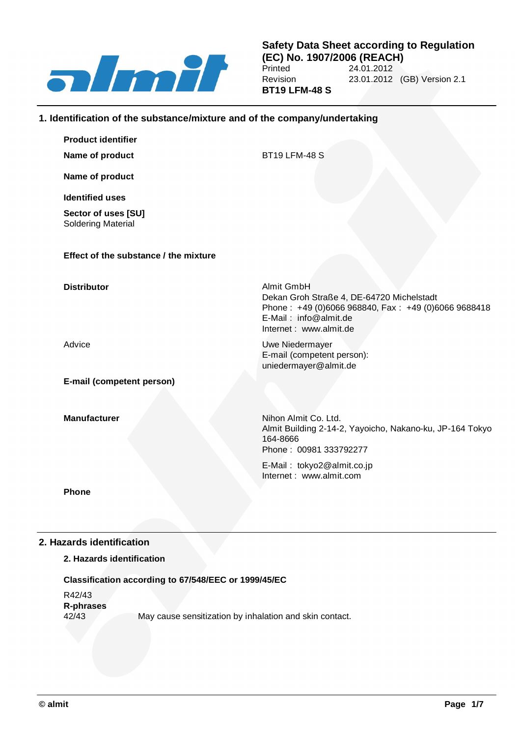**Safety Data Sheet according to Regulation (EC) No. 1907/2006 (REACH)**

Printed 24.01.2012

Revision 23.01.2012 (GB) Version 2.1

**BT19 LFM-48 S**

## 1. Identification of the substance/mixture and of the company/undertaking

**Product identifier**

**Name of product** BT19 LFM-48 S

**Name of product**

**Identified uses**

**Sector of uses [SU]**
Soldering Material

**Effect of the substance / the mixture**

**Distributor**

Almit GmbH
Dekan Groh Straße 4, DE-64720 Michelstadt
Phone : +49 (0)6066 968840, Fax : +49 (0)6066 9688418
E-Mail : info@almit.de
Internet : www.almit.de

Advice

Uwe Niedermayer
E-mail (competent person):
uniedermayer@almit.de

**E-mail (competent person)**

**Manufacturer**

Nihon Almit Co. Ltd.
Almit Building 2-14-2, Yayoicho, Nakano-ku, JP-164 Tokyo 164-8666
Phone : 00981 333792277

E-Mail : tokyo2@almit.co.jp
Internet : www.almit.com

**Phone**

## 2. Hazards identification

**2. Hazards identification**

**Classification according to 67/548/EEC or 1999/45/EC**

R42/43

**R-phrases**

42/43 May cause sensitization by inhalation and skin contact.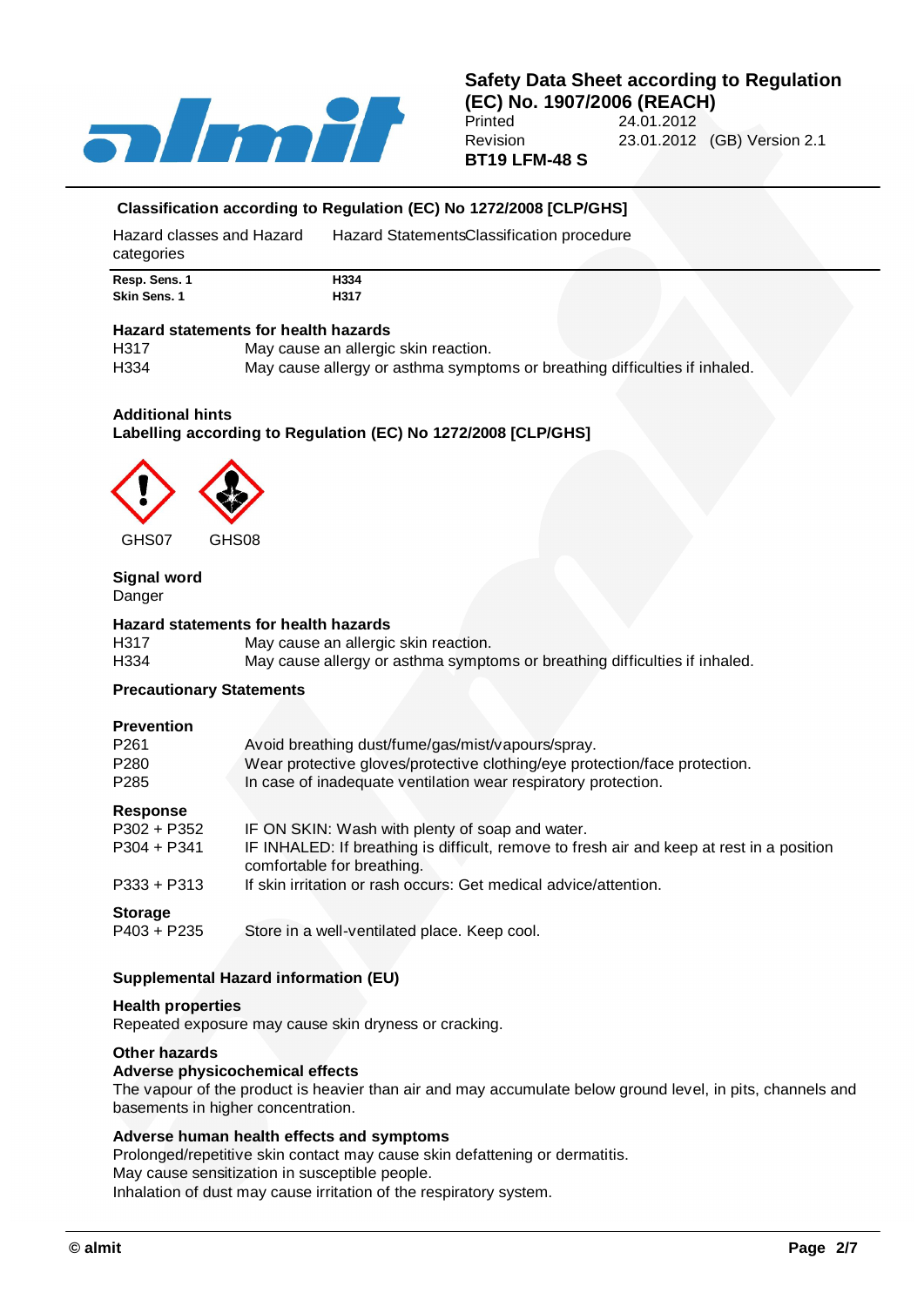### Classification according to Regulation (EC) No 1272/2008 [CLP/GHS]

| Hazard classes and Hazard categories | Hazard Statements | Classification procedure |
|---|---|---|
| **Resp. Sens. 1** | **H334** | |
| **Skin Sens. 1** | **H317** | |

**Hazard statements for health hazards**

| | |
|---|---|
| H317 | May cause an allergic skin reaction. |
| H334 | May cause allergy or asthma symptoms or breathing difficulties if inhaled. |

**Additional hints**

**Labelling according to Regulation (EC) No 1272/2008 [CLP/GHS]**

GHS07 GHS08

**Signal word**

Danger

**Hazard statements for health hazards**

| | |
|---|---|
| H317 | May cause an allergic skin reaction. |
| H334 | May cause allergy or asthma symptoms or breathing difficulties if inhaled. |

**Precautionary Statements**

**Prevention**

| | |
|---|---|
| P261 | Avoid breathing dust/fume/gas/mist/vapours/spray. |
| P280 | Wear protective gloves/protective clothing/eye protection/face protection. |
| P285 | In case of inadequate ventilation wear respiratory protection. |

**Response**

| | |
|---|---|
| P302 + P352 | IF ON SKIN: Wash with plenty of soap and water. |
| P304 + P341 | IF INHALED: If breathing is difficult, remove to fresh air and keep at rest in a position comfortable for breathing. |
| P333 + P313 | If skin irritation or rash occurs: Get medical advice/attention. |

**Storage**

| | |
|---|---|
| P403 + P235 | Store in a well-ventilated place. Keep cool. |

**Supplemental Hazard information (EU)**

**Health properties**

Repeated exposure may cause skin dryness or cracking.

**Other hazards**

**Adverse physicochemical effects**

The vapour of the product is heavier than air and may accumulate below ground level, in pits, channels and basements in higher concentration.

**Adverse human health effects and symptoms**

Prolonged/repetitive skin contact may cause skin defattening or dermatitis.
May cause sensitization in susceptible people.
Inhalation of dust may cause irritation of the respiratory system.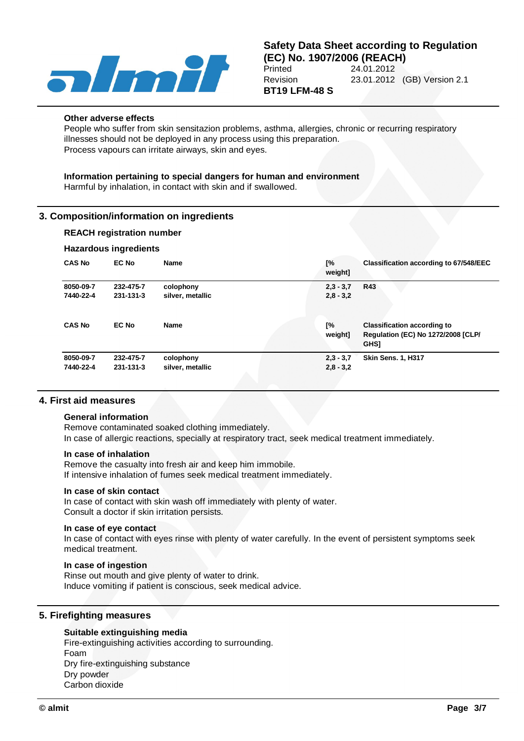#### Other adverse effects

People who suffer from skin sensitazion problems, asthma, allergies, chronic or recurring respiratory illnesses should not be deployed in any process using this preparation.
Process vapours can irritate airways, skin and eyes.

#### Information pertaining to special dangers for human and environment

Harmful by inhalation, in contact with skin and if swallowed.

## 3. Composition/information on ingredients

#### REACH registration number

#### Hazardous ingredients

| CAS No | EC No | Name | [% weight] | Classification according to 67/548/EEC |
|---|---|---|---|---|
| 8050-09-7 | 232-475-7 | colophony | 2,3 - 3,7 | R43 |
| 7440-22-4 | 231-131-3 | silver, metallic | 2,8 - 3,2 | |

| CAS No | EC No | Name | [% weight] | Classification according to Regulation (EC) No 1272/2008 [CLP/ GHS] |
|---|---|---|---|---|
| 8050-09-7 | 232-475-7 | colophony | 2,3 - 3,7 | Skin Sens. 1, H317 |
| 7440-22-4 | 231-131-3 | silver, metallic | 2,8 - 3,2 | |

## 4. First aid measures

#### General information

Remove contaminated soaked clothing immediately.
In case of allergic reactions, specially at respiratory tract, seek medical treatment immediately.

#### In case of inhalation

Remove the casualty into fresh air and keep him immobile.
If intensive inhalation of fumes seek medical treatment immediately.

#### In case of skin contact

In case of contact with skin wash off immediately with plenty of water.
Consult a doctor if skin irritation persists.

#### In case of eye contact

In case of contact with eyes rinse with plenty of water carefully. In the event of persistent symptoms seek medical treatment.

#### In case of ingestion

Rinse out mouth and give plenty of water to drink.
Induce vomiting if patient is conscious, seek medical advice.

## 5. Firefighting measures

#### Suitable extinguishing media

Fire-extinguishing activities according to surrounding.
Foam
Dry fire-extinguishing substance
Dry powder
Carbon dioxide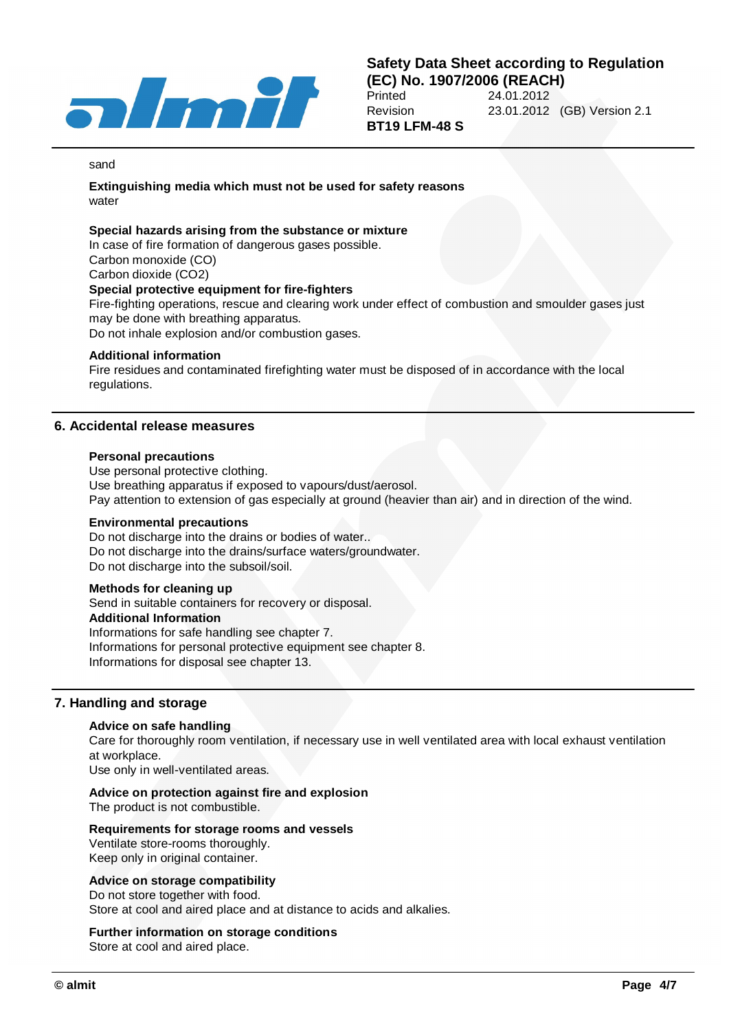sand

**Extinguishing media which must not be used for safety reasons**
water

**Special hazards arising from the substance or mixture**
In case of fire formation of dangerous gases possible.
Carbon monoxide (CO)
Carbon dioxide ($CO_2$)

**Special protective equipment for fire-fighters**
Fire-fighting operations, rescue and clearing work under effect of combustion and smoulder gases just may be done with breathing apparatus.
Do not inhale explosion and/or combustion gases.

**Additional information**
Fire residues and contaminated firefighting water must be disposed of in accordance with the local regulations.

## 6. Accidental release measures

**Personal precautions**
Use personal protective clothing.
Use breathing apparatus if exposed to vapours/dust/aerosol.
Pay attention to extension of gas especially at ground (heavier than air) and in direction of the wind.

**Environmental precautions**
Do not discharge into the drains or bodies of water..
Do not discharge into the drains/surface waters/groundwater.
Do not discharge into the subsoil/soil.

**Methods for cleaning up**
Send in suitable containers for recovery or disposal.

**Additional Information**
Informations for safe handling see chapter 7.
Informations for personal protective equipment see chapter 8.
Informations for disposal see chapter 13.

## 7. Handling and storage

**Advice on safe handling**
Care for thoroughly room ventilation, if necessary use in well ventilated area with local exhaust ventilation at workplace.
Use only in well-ventilated areas.

**Advice on protection against fire and explosion**
The product is not combustible.

**Requirements for storage rooms and vessels**
Ventilate store-rooms thoroughly.
Keep only in original container.

**Advice on storage compatibility**
Do not store together with food.
Store at cool and aired place and at distance to acids and alkalies.

**Further information on storage conditions**
Store at cool and aired place.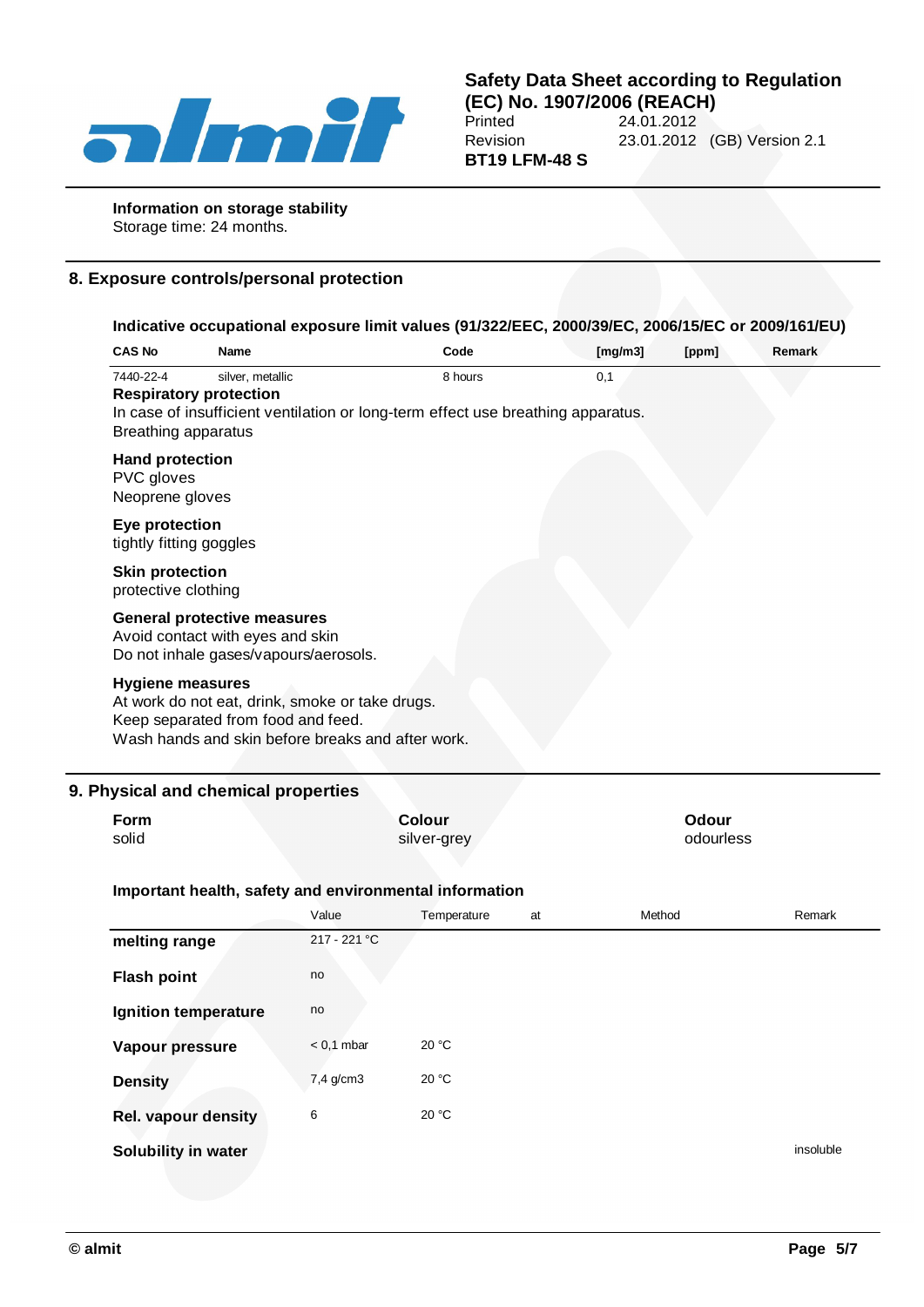**Information on storage stability**

Storage time: 24 months.

## 8. Exposure controls/personal protection

**Indicative occupational exposure limit values (91/322/EEC, 2000/39/EC, 2006/15/EC or 2009/161/EU)**

| CAS No | Name | Code | [mg/m3] | [ppm] | Remark |
|---|---|---|---|---|---|
| 7440-22-4 | silver, metallic | 8 hours | 0,1 | | |

**Respiratory protection**

In case of insufficient ventilation or long-term effect use breathing apparatus.

Breathing apparatus

**Hand protection**

PVC gloves

Neoprene gloves

**Eye protection**

tightly fitting goggles

**Skin protection**

protective clothing

**General protective measures**

Avoid contact with eyes and skin

Do not inhale gases/vapours/aerosols.

**Hygiene measures**

At work do not eat, drink, smoke or take drugs.

Keep separated from food and feed.

Wash hands and skin before breaks and after work.

## 9. Physical and chemical properties

| Form | Colour | Odour |
|---|---|---|
| solid | silver-grey | odourless |

**Important health, safety and environmental information**

| | Value | Temperature | at | Method | Remark |
|---|---|---|---|---|---|
| **melting range** | 217 - 221 °C | | | | |
| **Flash point** | no | | | | |
| **Ignition temperature** | no | | | | |
| **Vapour pressure** | < 0,1 mbar | 20 °C | | | |
| **Density** | 7,4 g/cm3 | 20 °C | | | |
| **Rel. vapour density** | 6 | 20 °C | | | |
| **Solubility in water** | | | | | insoluble |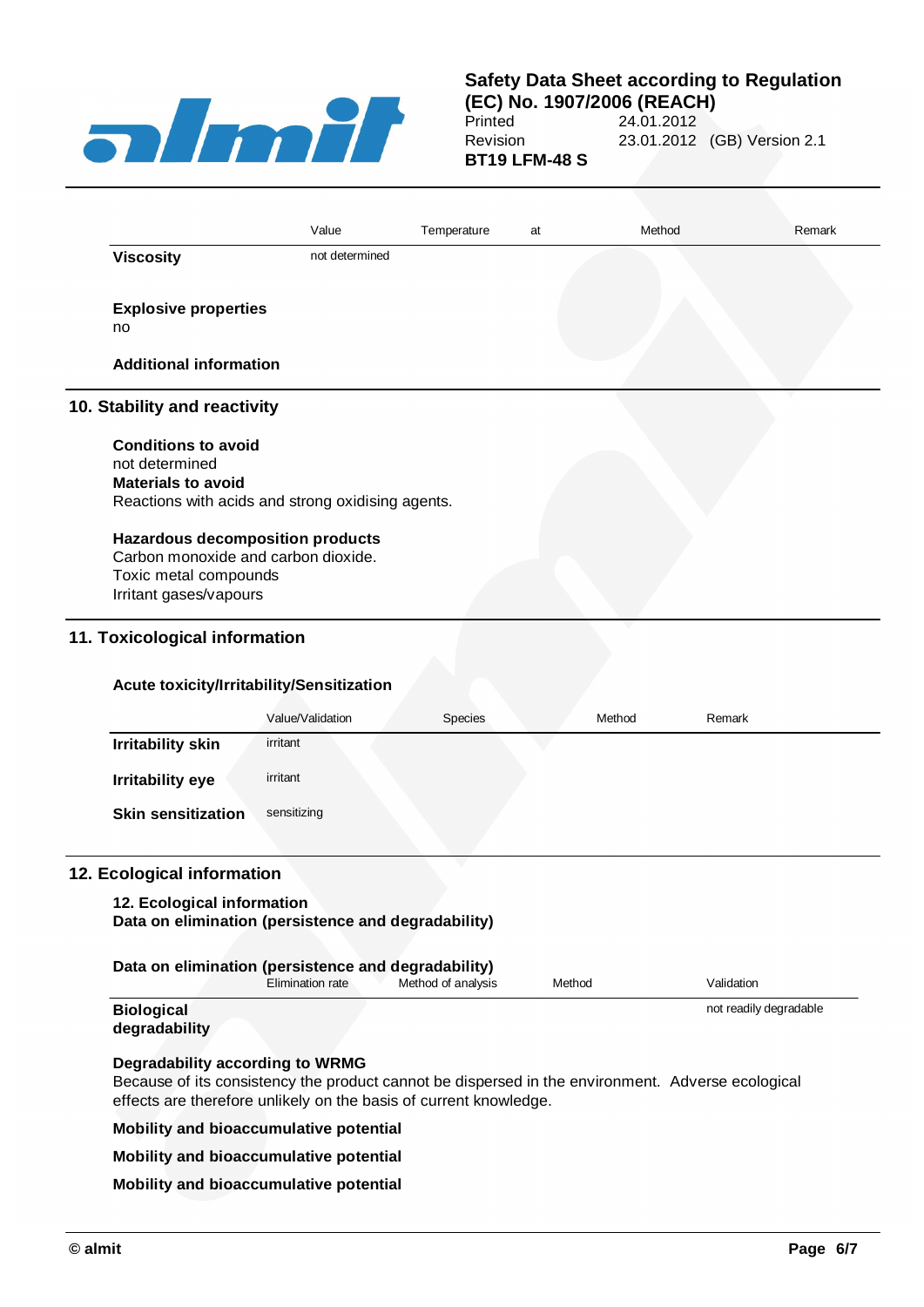| | Value | Temperature | at | Method | Remark |
|---|---|---|---|---|---|
| **Viscosity** | not determined | | | | |

**Explosive properties**
no

**Additional information**

## 10. Stability and reactivity

**Conditions to avoid**
not determined
**Materials to avoid**
Reactions with acids and strong oxidising agents.

**Hazardous decomposition products**
Carbon monoxide and carbon dioxide.
Toxic metal compounds
Irritant gases/vapours

## 11. Toxicological information

**Acute toxicity/Irritability/Sensitization**

| | Value/Validation | Species | Method | Remark |
|---|---|---|---|---|
| **Irritability skin** | irritant | | | |
| **Irritability eye** | irritant | | | |
| **Skin sensitization** | sensitizing | | | |

## 12. Ecological information

**12. Ecological information**
**Data on elimination (persistence and degradability)**

**Data on elimination (persistence and degradability)**

| | Elimination rate | Method of analysis | Method | Validation |
|---|---|---|---|---|
| **Biological degradability** | | | | not readily degradable |

**Degradability according to WRMG**
Because of its consistency the product cannot be dispersed in the environment. Adverse ecological effects are therefore unlikely on the basis of current knowledge.

**Mobility and bioaccumulative potential**

**Mobility and bioaccumulative potential**

**Mobility and bioaccumulative potential**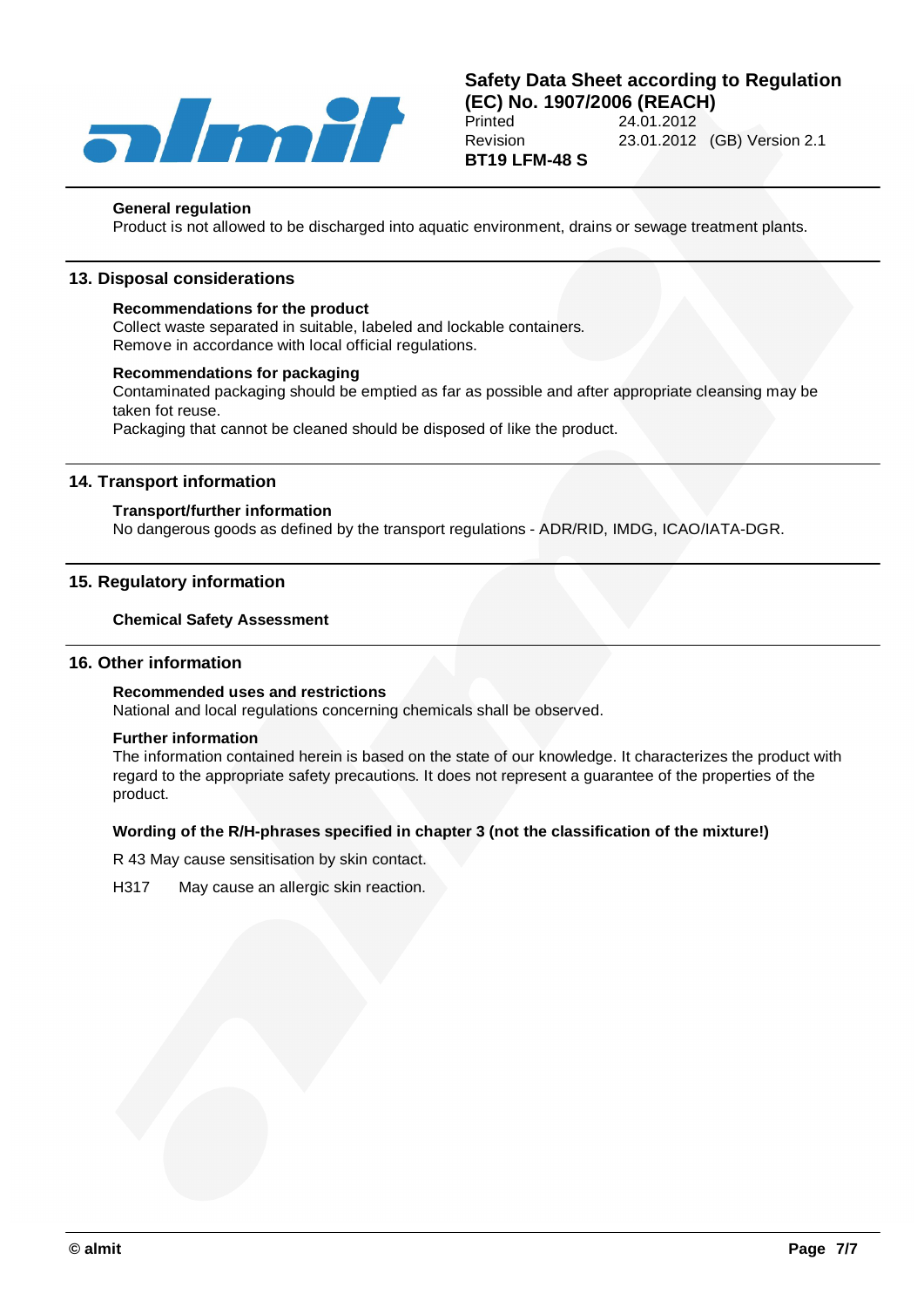**General regulation**
Product is not allowed to be discharged into aquatic environment, drains or sewage treatment plants.

## 13. Disposal considerations

**Recommendations for the product**
Collect waste separated in suitable, labeled and lockable containers.
Remove in accordance with local official regulations.

**Recommendations for packaging**
Contaminated packaging should be emptied as far as possible and after appropriate cleansing may be taken fot reuse.
Packaging that cannot be cleaned should be disposed of like the product.

## 14. Transport information

**Transport/further information**
No dangerous goods as defined by the transport regulations - ADR/RID, IMDG, ICAO/IATA-DGR.

## 15. Regulatory information

**Chemical Safety Assessment**

## 16. Other information

**Recommended uses and restrictions**
National and local regulations concerning chemicals shall be observed.

**Further information**
The information contained herein is based on the state of our knowledge. It characterizes the product with regard to the appropriate safety precautions. It does not represent a guarantee of the properties of the product.

**Wording of the R/H-phrases specified in chapter 3 (not the classification of the mixture!)**

R 43 May cause sensitisation by skin contact.

H317 May cause an allergic skin reaction.